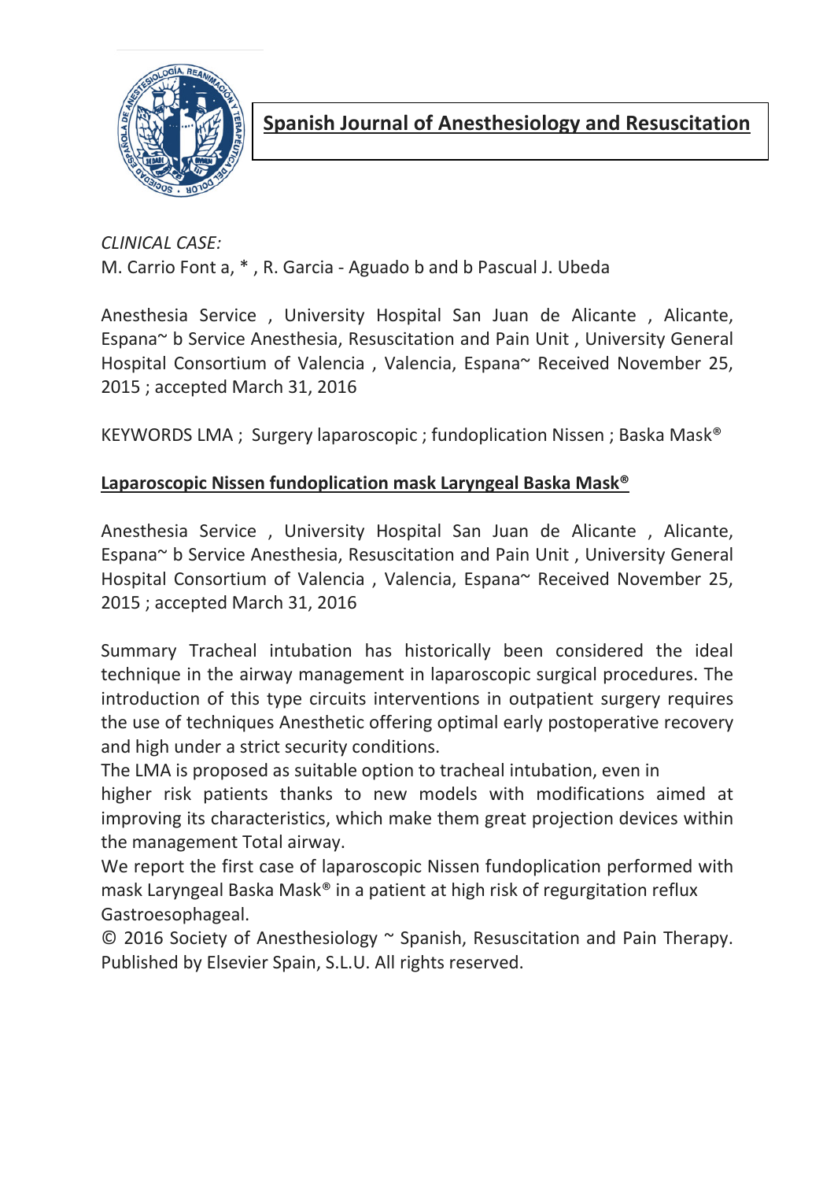**Spanish Journal of Anesthesiology and Resuscitation**

*CLINICAL CASE:*

M. Carrio Font a, * , R. Garcia - Aguado b and b Pascual J. Ubeda

Anesthesia Service , University Hospital San Juan de Alicante , Alicante, Espana~ b Service Anesthesia, Resuscitation and Pain Unit , University General Hospital Consortium of Valencia , Valencia, Espana~ Received November 25, 2015 ; accepted March 31, 2016

KEYWORDS LMA ; Surgery laparoscopic ; fundoplication Nissen ; Baska Mask®

## Laparoscopic Nissen fundoplication mask Laryngeal Baska Mask®

Anesthesia Service , University Hospital San Juan de Alicante , Alicante, Espana~ b Service Anesthesia, Resuscitation and Pain Unit , University General Hospital Consortium of Valencia , Valencia, Espana~ Received November 25, 2015 ; accepted March 31, 2016

Summary Tracheal intubation has historically been considered the ideal technique in the airway management in laparoscopic surgical procedures. The introduction of this type circuits interventions in outpatient surgery requires the use of techniques Anesthetic offering optimal early postoperative recovery and high under a strict security conditions.

The LMA is proposed as suitable option to tracheal intubation, even in higher risk patients thanks to new models with modifications aimed at improving its characteristics, which make them great projection devices within the management Total airway.

We report the first case of laparoscopic Nissen fundoplication performed with mask Laryngeal Baska Mask® in a patient at high risk of regurgitation reflux Gastroesophageal.

© 2016 Society of Anesthesiology ~ Spanish, Resuscitation and Pain Therapy. Published by Elsevier Spain, S.L.U. All rights reserved.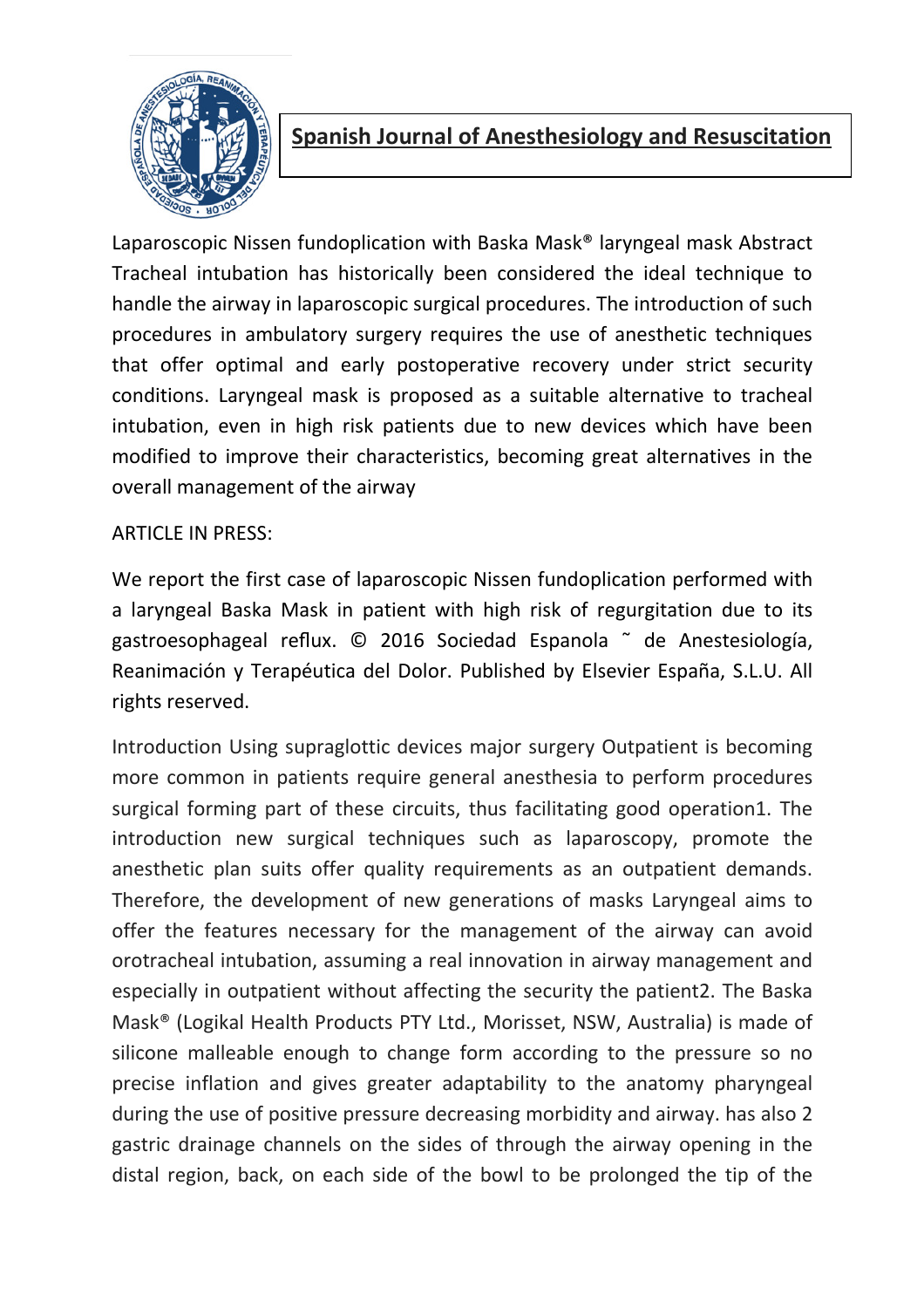## Spanish Journal of Anesthesiology and Resuscitation

Laparoscopic Nissen fundoplication with Baska Mask® laryngeal mask Abstract Tracheal intubation has historically been considered the ideal technique to handle the airway in laparoscopic surgical procedures. The introduction of such procedures in ambulatory surgery requires the use of anesthetic techniques that offer optimal and early postoperative recovery under strict security conditions. Laryngeal mask is proposed as a suitable alternative to tracheal intubation, even in high risk patients due to new devices which have been modified to improve their characteristics, becoming great alternatives in the overall management of the airway

ARTICLE IN PRESS:

We report the first case of laparoscopic Nissen fundoplication performed with a laryngeal Baska Mask in patient with high risk of regurgitation due to its gastroesophageal reflux. © 2016 Sociedad Espanola ˜ de Anestesiología, Reanimación y Terapéutica del Dolor. Published by Elsevier España, S.L.U. All rights reserved.

Introduction Using supraglottic devices major surgery Outpatient is becoming more common in patients require general anesthesia to perform procedures surgical forming part of these circuits, thus facilitating good operation1. The introduction new surgical techniques such as laparoscopy, promote the anesthetic plan suits offer quality requirements as an outpatient demands. Therefore, the development of new generations of masks Laryngeal aims to offer the features necessary for the management of the airway can avoid orotracheal intubation, assuming a real innovation in airway management and especially in outpatient without affecting the security the patient2. The Baska Mask® (Logikal Health Products PTY Ltd., Morisset, NSW, Australia) is made of silicone malleable enough to change form according to the pressure so no precise inflation and gives greater adaptability to the anatomy pharyngeal during the use of positive pressure decreasing morbidity and airway. has also 2 gastric drainage channels on the sides of through the airway opening in the distal region, back, on each side of the bowl to be prolonged the tip of the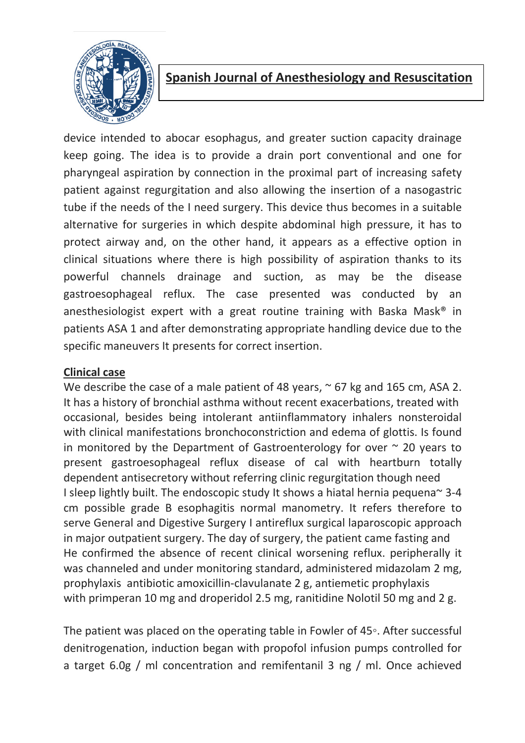device intended to abocar esophagus, and greater suction capacity drainage keep going. The idea is to provide a drain port conventional and one for pharyngeal aspiration by connection in the proximal part of increasing safety patient against regurgitation and also allowing the insertion of a nasogastric tube if the needs of the I need surgery. This device thus becomes in a suitable alternative for surgeries in which despite abdominal high pressure, it has to protect airway and, on the other hand, it appears as a effective option in clinical situations where there is high possibility of aspiration thanks to its powerful channels drainage and suction, as may be the disease gastroesophageal reflux. The case presented was conducted by an anesthesiologist expert with a great routine training with Baska Mask® in patients ASA 1 and after demonstrating appropriate handling device due to the specific maneuvers It presents for correct insertion.

## Clinical case

We describe the case of a male patient of 48 years, ~ 67 kg and 165 cm, ASA 2. It has a history of bronchial asthma without recent exacerbations, treated with occasional, besides being intolerant antiinflammatory inhalers nonsteroidal with clinical manifestations bronchoconstriction and edema of glottis. Is found in monitored by the Department of Gastroenterology for over ~ 20 years to present gastroesophageal reflux disease of cal with heartburn totally dependent antisecretory without referring clinic regurgitation though need I sleep lightly built. The endoscopic study It shows a hiatal hernia pequena~ 3-4 cm possible grade B esophagitis normal manometry. It refers therefore to serve General and Digestive Surgery I antireflux surgical laparoscopic approach in major outpatient surgery. The day of surgery, the patient came fasting and He confirmed the absence of recent clinical worsening reflux. peripherally it was channeled and under monitoring standard, administered midazolam 2 mg, prophylaxis antibiotic amoxicillin-clavulanate 2 g, antiemetic prophylaxis with primperan 10 mg and droperidol 2.5 mg, ranitidine Nolotil 50 mg and 2 g.

The patient was placed on the operating table in Fowler of 45◦. After successful denitrogenation, induction began with propofol infusion pumps controlled for a target 6.0g / ml concentration and remifentanil 3 ng / ml. Once achieved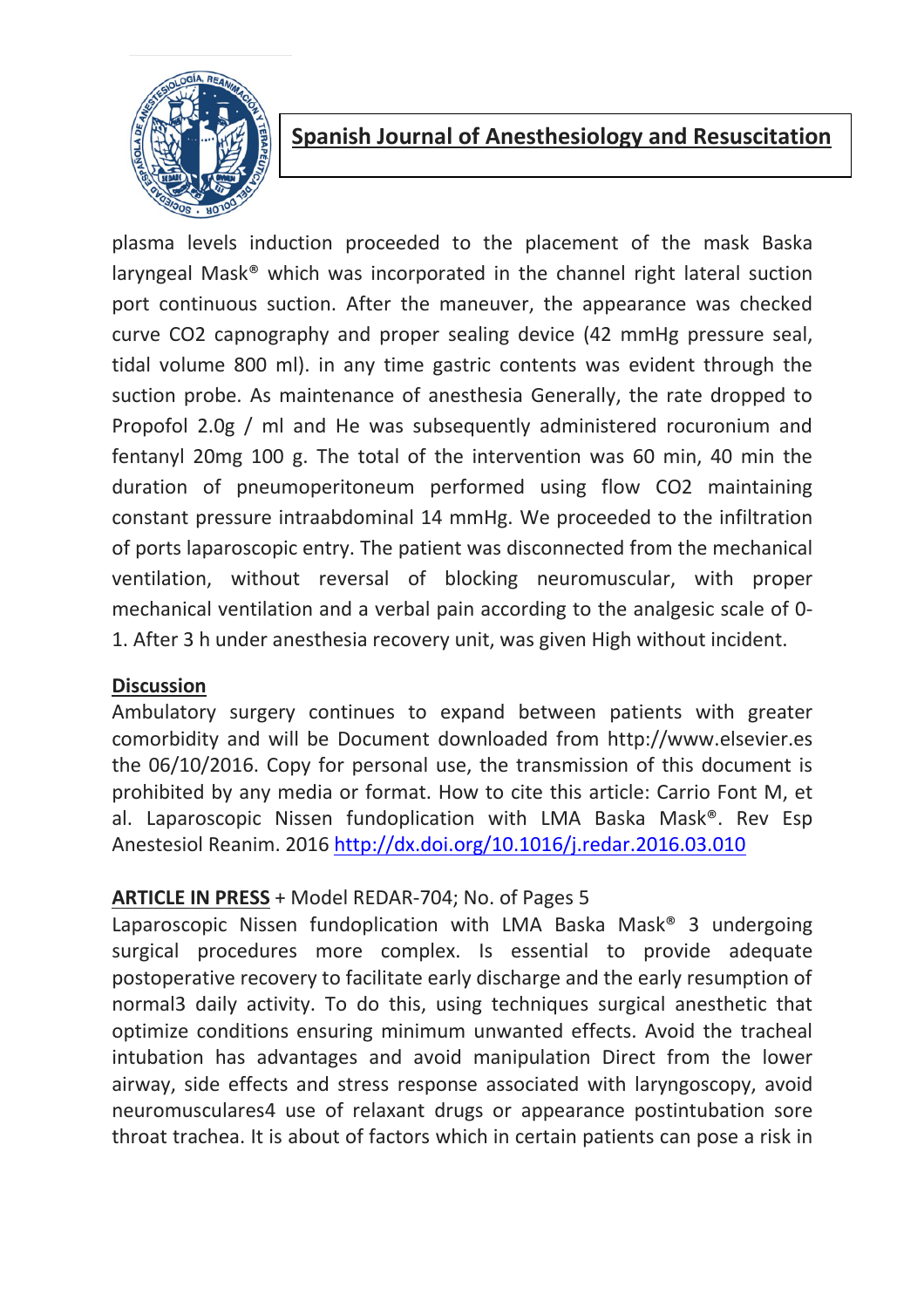plasma levels induction proceeded to the placement of the mask Baska laryngeal Mask® which was incorporated in the channel right lateral suction port continuous suction. After the maneuver, the appearance was checked curve $CO_2$ capnography and proper sealing device (42 mmHg pressure seal, tidal volume 800 ml). in any time gastric contents was evident through the suction probe. As maintenance of anesthesia Generally, the rate dropped to Propofol 2.0g / ml and He was subsequently administered rocuronium and fentanyl 20mg 100 g. The total of the intervention was 60 min, 40 min the duration of pneumoperitoneum performed using flow $CO_2$ maintaining constant pressure intraabdominal 14 mmHg. We proceeded to the infiltration of ports laparoscopic entry. The patient was disconnected from the mechanical ventilation, without reversal of blocking neuromuscular, with proper mechanical ventilation and a verbal pain according to the analgesic scale of 0-1. After 3 h under anesthesia recovery unit, was given High without incident.

## Discussion

Ambulatory surgery continues to expand between patients with greater comorbidity and will be Document downloaded from http://www.elsevier.es the 06/10/2016. Copy for personal use, the transmission of this document is prohibited by any media or format. How to cite this article: Carrio Font M, et al. Laparoscopic Nissen fundoplication with LMA Baska Mask®. Rev Esp Anestesiol Reanim. 2016 [http://dx.doi.org/10.1016/j.redar.2016.03.010](http://dx.doi.org/10.1016/j.redar.2016.03.010)

**ARTICLE IN PRESS** + Model REDAR-704; No. of Pages 5

Laparoscopic Nissen fundoplication with LMA Baska Mask® 3 undergoing surgical procedures more complex. Is essential to provide adequate postoperative recovery to facilitate early discharge and the early resumption of normal3 daily activity. To do this, using techniques surgical anesthetic that optimize conditions ensuring minimum unwanted effects. Avoid the tracheal intubation has advantages and avoid manipulation Direct from the lower airway, side effects and stress response associated with laryngoscopy, avoid neuromusculares4 use of relaxant drugs or appearance postintubation sore throat trachea. It is about of factors which in certain patients can pose a risk in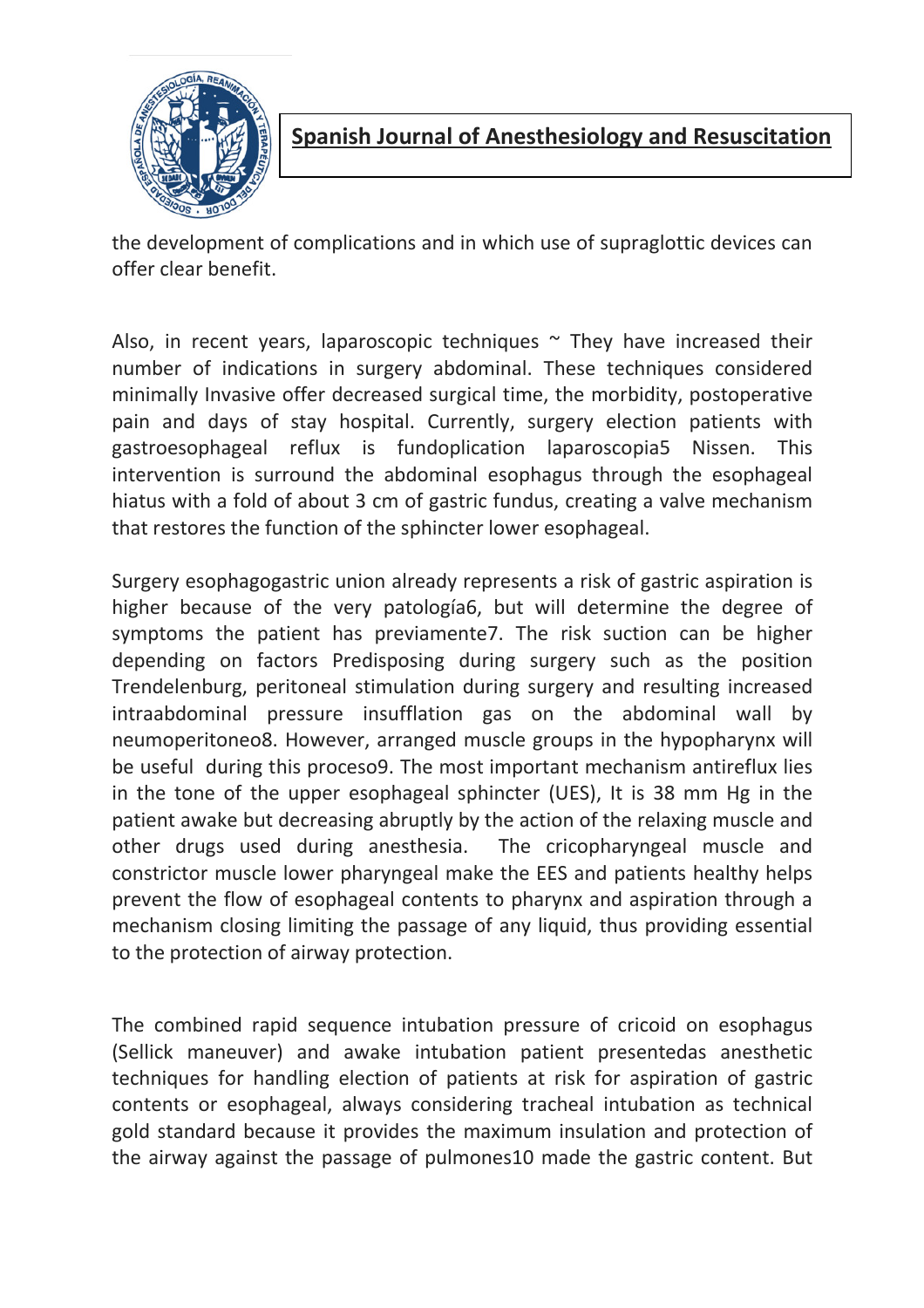the development of complications and in which use of supraglottic devices can offer clear benefit.

Also, in recent years, laparoscopic techniques ~ They have increased their number of indications in surgery abdominal. These techniques considered minimally Invasive offer decreased surgical time, the morbidity, postoperative pain and days of stay hospital. Currently, surgery election patients with gastroesophageal reflux is fundoplication laparoscopia5 Nissen. This intervention is surround the abdominal esophagus through the esophageal hiatus with a fold of about 3 cm of gastric fundus, creating a valve mechanism that restores the function of the sphincter lower esophageal.

Surgery esophagogastric union already represents a risk of gastric aspiration is higher because of the very patología6, but will determine the degree of symptoms the patient has previamente7. The risk suction can be higher depending on factors Predisposing during surgery such as the position Trendelenburg, peritoneal stimulation during surgery and resulting increased intraabdominal pressure insufflation gas on the abdominal wall by neumoperitoneo8. However, arranged muscle groups in the hypopharynx will be useful during this proceso9. The most important mechanism antireflux lies in the tone of the upper esophageal sphincter (UES), It is 38 mm Hg in the patient awake but decreasing abruptly by the action of the relaxing muscle and other drugs used during anesthesia. The cricopharyngeal muscle and constrictor muscle lower pharyngeal make the EES and patients healthy helps prevent the flow of esophageal contents to pharynx and aspiration through a mechanism closing limiting the passage of any liquid, thus providing essential to the protection of airway protection.

The combined rapid sequence intubation pressure of cricoid on esophagus (Sellick maneuver) and awake intubation patient presentedas anesthetic techniques for handling election of patients at risk for aspiration of gastric contents or esophageal, always considering tracheal intubation as technical gold standard because it provides the maximum insulation and protection of the airway against the passage of pulmones10 made the gastric content. But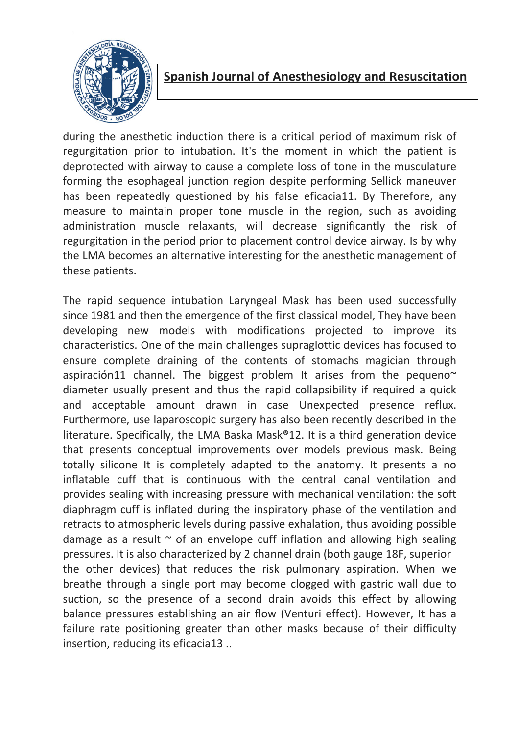during the anesthetic induction there is a critical period of maximum risk of regurgitation prior to intubation. It's the moment in which the patient is deprotected with airway to cause a complete loss of tone in the musculature forming the esophageal junction region despite performing Sellick maneuver has been repeatedly questioned by his false eficacia11. By Therefore, any measure to maintain proper tone muscle in the region, such as avoiding administration muscle relaxants, will decrease significantly the risk of regurgitation in the period prior to placement control device airway. Is by why the LMA becomes an alternative interesting for the anesthetic management of these patients.

The rapid sequence intubation Laryngeal Mask has been used successfully since 1981 and then the emergence of the first classical model, They have been developing new models with modifications projected to improve its characteristics. One of the main challenges supraglottic devices has focused to ensure complete draining of the contents of stomachs magician through aspiración11 channel. The biggest problem It arises from the pequeno~ diameter usually present and thus the rapid collapsibility if required a quick and acceptable amount drawn in case Unexpected presence reflux. Furthermore, use laparoscopic surgery has also been recently described in the literature. Specifically, the LMA Baska Mask®12. It is a third generation device that presents conceptual improvements over models previous mask. Being totally silicone It is completely adapted to the anatomy. It presents a no inflatable cuff that is continuous with the central canal ventilation and provides sealing with increasing pressure with mechanical ventilation: the soft diaphragm cuff is inflated during the inspiratory phase of the ventilation and retracts to atmospheric levels during passive exhalation, thus avoiding possible damage as a result ~ of an envelope cuff inflation and allowing high sealing pressures. It is also characterized by 2 channel drain (both gauge 18F, superior the other devices) that reduces the risk pulmonary aspiration. When we breathe through a single port may become clogged with gastric wall due to suction, so the presence of a second drain avoids this effect by allowing balance pressures establishing an air flow (Venturi effect). However, It has a failure rate positioning greater than other masks because of their difficulty insertion, reducing its eficacia13 ..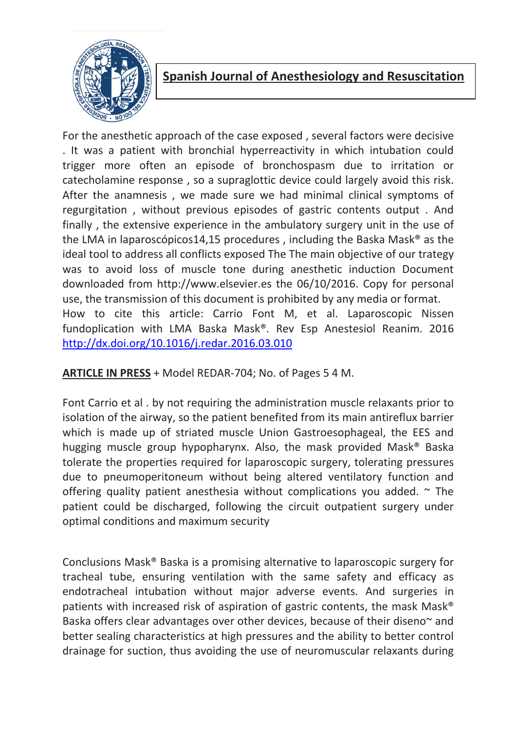## Spanish Journal of Anesthesiology and Resuscitation

For the anesthetic approach of the case exposed , several factors were decisive . It was a patient with bronchial hyperreactivity in which intubation could trigger more often an episode of bronchospasm due to irritation or catecholamine response , so a supraglottic device could largely avoid this risk. After the anamnesis , we made sure we had minimal clinical symptoms of regurgitation , without previous episodes of gastric contents output . And finally , the extensive experience in the ambulatory surgery unit in the use of the LMA in laparoscópicos14,15 procedures , including the Baska Mask® as the ideal tool to address all conflicts exposed The The main objective of our trategy was to avoid loss of muscle tone during anesthetic induction Document downloaded from http://www.elsevier.es the 06/10/2016. Copy for personal use, the transmission of this document is prohibited by any media or format. How to cite this article: Carrio Font M, et al. Laparoscopic Nissen fundoplication with LMA Baska Mask®. Rev Esp Anestesiol Reanim. 2016 http://dx.doi.org/10.1016/j.redar.2016.03.010

**ARTICLE IN PRESS** + Model REDAR-704; No. of Pages 5 4 M.

Font Carrio et al . by not requiring the administration muscle relaxants prior to isolation of the airway, so the patient benefited from its main antireflux barrier which is made up of striated muscle Union Gastroesophageal, the EES and hugging muscle group hypopharynx. Also, the mask provided Mask® Baska tolerate the properties required for laparoscopic surgery, tolerating pressures due to pneumoperitoneum without being altered ventilatory function and offering quality patient anesthesia without complications you added. ~ The patient could be discharged, following the circuit outpatient surgery under optimal conditions and maximum security

Conclusions Mask® Baska is a promising alternative to laparoscopic surgery for tracheal tube, ensuring ventilation with the same safety and efficacy as endotracheal intubation without major adverse events. And surgeries in patients with increased risk of aspiration of gastric contents, the mask Mask® Baska offers clear advantages over other devices, because of their diseno~ and better sealing characteristics at high pressures and the ability to better control drainage for suction, thus avoiding the use of neuromuscular relaxants during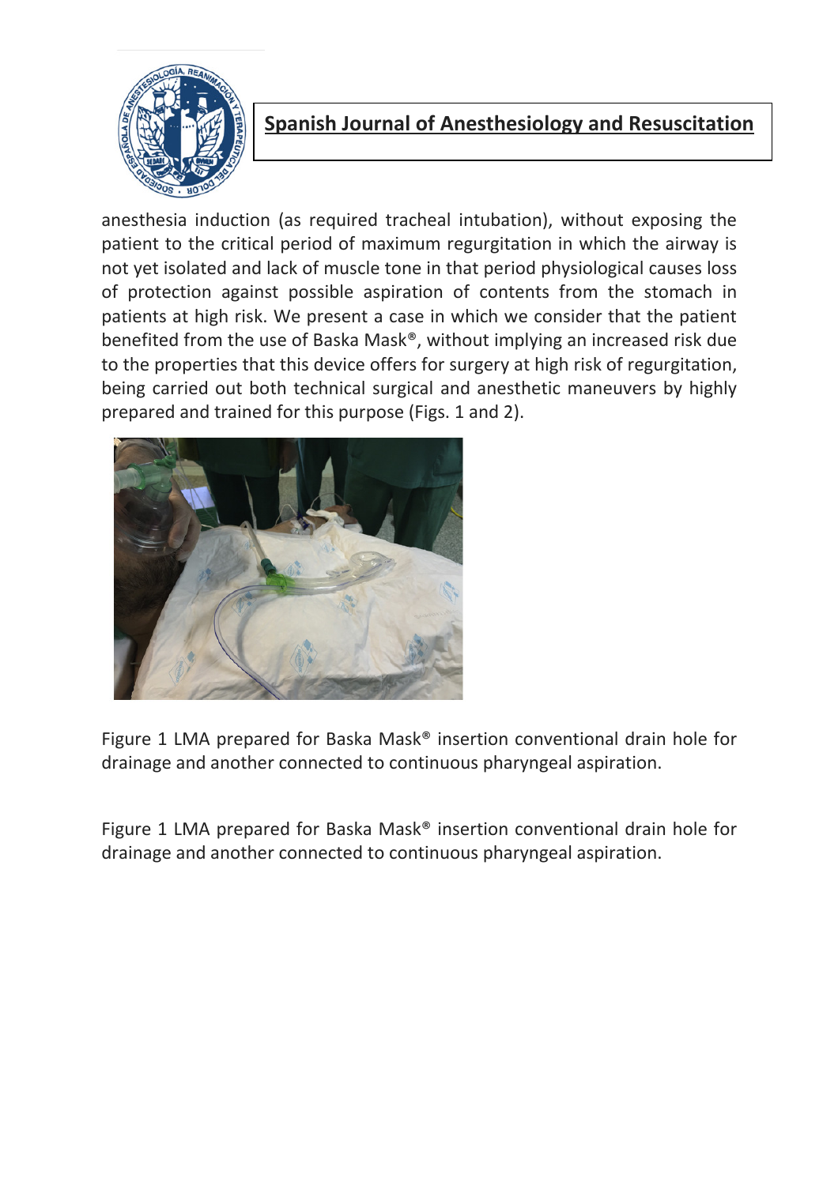anesthesia induction (as required tracheal intubation), without exposing the patient to the critical period of maximum regurgitation in which the airway is not yet isolated and lack of muscle tone in that period physiological causes loss of protection against possible aspiration of contents from the stomach in patients at high risk. We present a case in which we consider that the patient benefited from the use of Baska Mask®, without implying an increased risk due to the properties that this device offers for surgery at high risk of regurgitation, being carried out both technical surgical and anesthetic maneuvers by highly prepared and trained for this purpose (Figs. 1 and 2).

Figure 1 LMA prepared for Baska Mask® insertion conventional drain hole for drainage and another connected to continuous pharyngeal aspiration.

Figure 1 LMA prepared for Baska Mask® insertion conventional drain hole for drainage and another connected to continuous pharyngeal aspiration.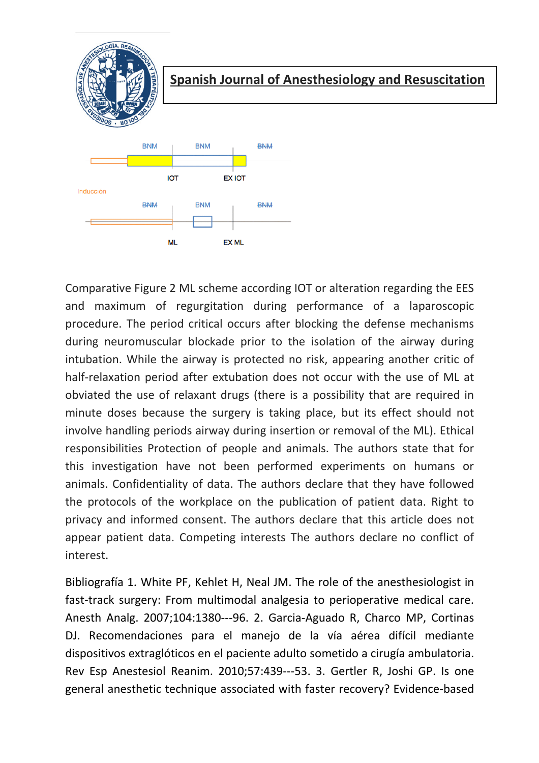BNM BNM BNM

IOT EX IOT

Inducción

BNM BNM BNM

ML EX ML

Comparative Figure 2 ML scheme according IOT or alteration regarding the EES and maximum of regurgitation during performance of a laparoscopic procedure. The period critical occurs after blocking the defense mechanisms during neuromuscular blockade prior to the isolation of the airway during intubation. While the airway is protected no risk, appearing another critic of half-relaxation period after extubation does not occur with the use of ML at obviated the use of relaxant drugs (there is a possibility that are required in minute doses because the surgery is taking place, but its effect should not involve handling periods airway during insertion or removal of the ML). Ethical responsibilities Protection of people and animals. The authors state that for this investigation have not been performed experiments on humans or animals. Confidentiality of data. The authors declare that they have followed the protocols of the workplace on the publication of patient data. Right to privacy and informed consent. The authors declare that this article does not appear patient data. Competing interests The authors declare no conflict of interest.

Bibliografía 1. White PF, Kehlet H, Neal JM. The role of the anesthesiologist in fast-track surgery: From multimodal analgesia to perioperative medical care. Anesth Analg. 2007;104:1380---96. 2. Garcia-Aguado R, Charco MP, Cortinas DJ. Recomendaciones para el manejo de la vía aérea difícil mediante dispositivos extraglóticos en el paciente adulto sometido a cirugía ambulatoria. Rev Esp Anestesiol Reanim. 2010;57:439---53. 3. Gertler R, Joshi GP. Is one general anesthetic technique associated with faster recovery? Evidence-based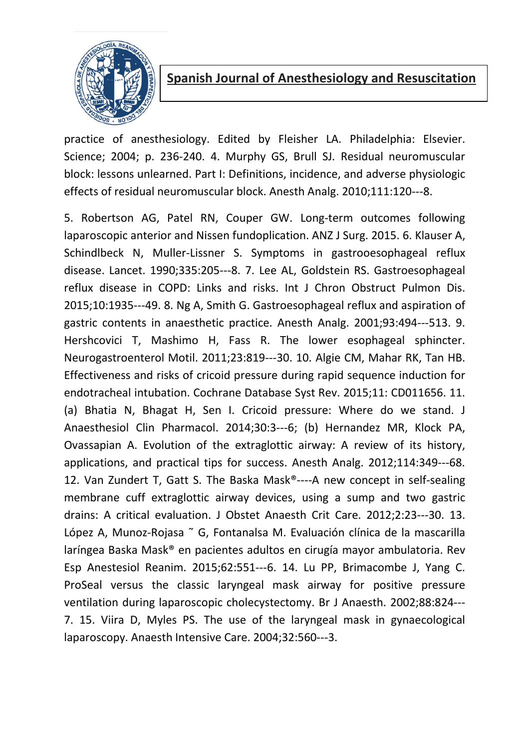practice of anesthesiology. Edited by Fleisher LA. Philadelphia: Elsevier. Science; 2004; p. 236-240. 4. Murphy GS, Brull SJ. Residual neuromuscular block: lessons unlearned. Part I: Definitions, incidence, and adverse physiologic effects of residual neuromuscular block. Anesth Analg. 2010;111:120---8.

5. Robertson AG, Patel RN, Couper GW. Long-term outcomes following laparoscopic anterior and Nissen fundoplication. ANZ J Surg. 2015. 6. Klauser A, Schindlbeck N, Muller-Lissner S. Symptoms in gastrooesophageal reflux disease. Lancet. 1990;335:205---8. 7. Lee AL, Goldstein RS. Gastroesophageal reflux disease in COPD: Links and risks. Int J Chron Obstruct Pulmon Dis. 2015;10:1935---49. 8. Ng A, Smith G. Gastroesophageal reflux and aspiration of gastric contents in anaesthetic practice. Anesth Analg. 2001;93:494---513. 9. Hershcovici T, Mashimo H, Fass R. The lower esophageal sphincter. Neurogastroenterol Motil. 2011;23:819---30. 10. Algie CM, Mahar RK, Tan HB. Effectiveness and risks of cricoid pressure during rapid sequence induction for endotracheal intubation. Cochrane Database Syst Rev. 2015;11: CD011656. 11. (a) Bhatia N, Bhagat H, Sen I. Cricoid pressure: Where do we stand. J Anaesthesiol Clin Pharmacol. 2014;30:3---6; (b) Hernandez MR, Klock PA, Ovassapian A. Evolution of the extraglottic airway: A review of its history, applications, and practical tips for success. Anesth Analg. 2012;114:349---68. 12. Van Zundert T, Gatt S. The Baska Mask®----A new concept in self-sealing membrane cuff extraglottic airway devices, using a sump and two gastric drains: A critical evaluation. J Obstet Anaesth Crit Care. 2012;2:23---30. 13. López A, Munoz-Rojasa ˜ G, Fontanalsa M. Evaluación clínica de la mascarilla laríngea Baska Mask® en pacientes adultos en cirugía mayor ambulatoria. Rev Esp Anestesiol Reanim. 2015;62:551---6. 14. Lu PP, Brimacombe J, Yang C. ProSeal versus the classic laryngeal mask airway for positive pressure ventilation during laparoscopic cholecystectomy. Br J Anaesth. 2002;88:824---7. 15. Viira D, Myles PS. The use of the laryngeal mask in gynaecological laparoscopy. Anaesth Intensive Care. 2004;32:560---3.